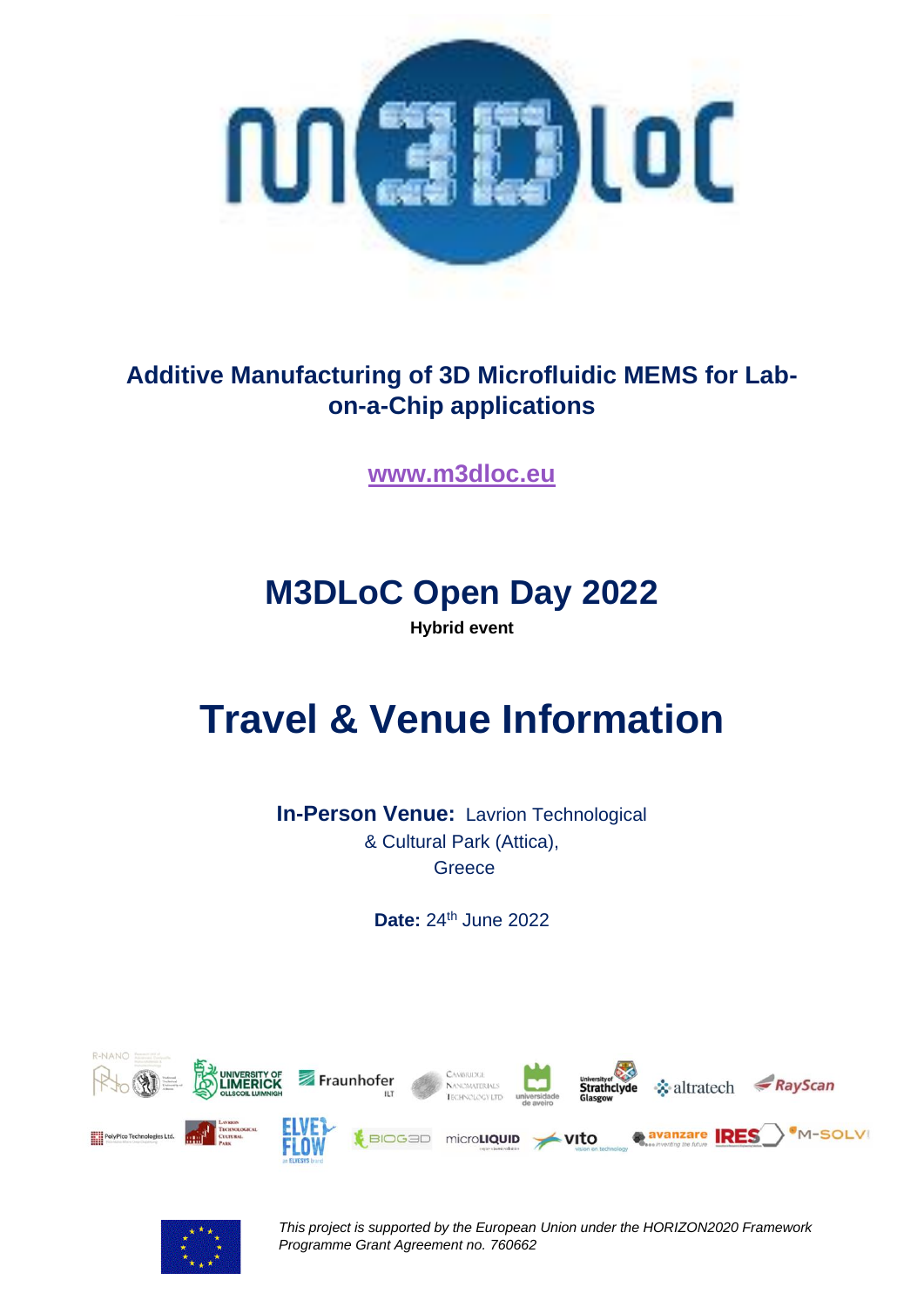**Additive Manufacturing of 3D Microfluidic MEMS for Lab-on-a-Chip applications**

www.m3dloc.eu

# M3DLoC Open Day 2022

**Hybrid event**

# Travel & Venue Information

**In-Person Venue:** Lavrion Technological & Cultural Park (Attica), Greece

**Date:** 24th June 2022

*This project is supported by the European Union under the HORIZON2020 Framework Programme Grant Agreement no. 760662*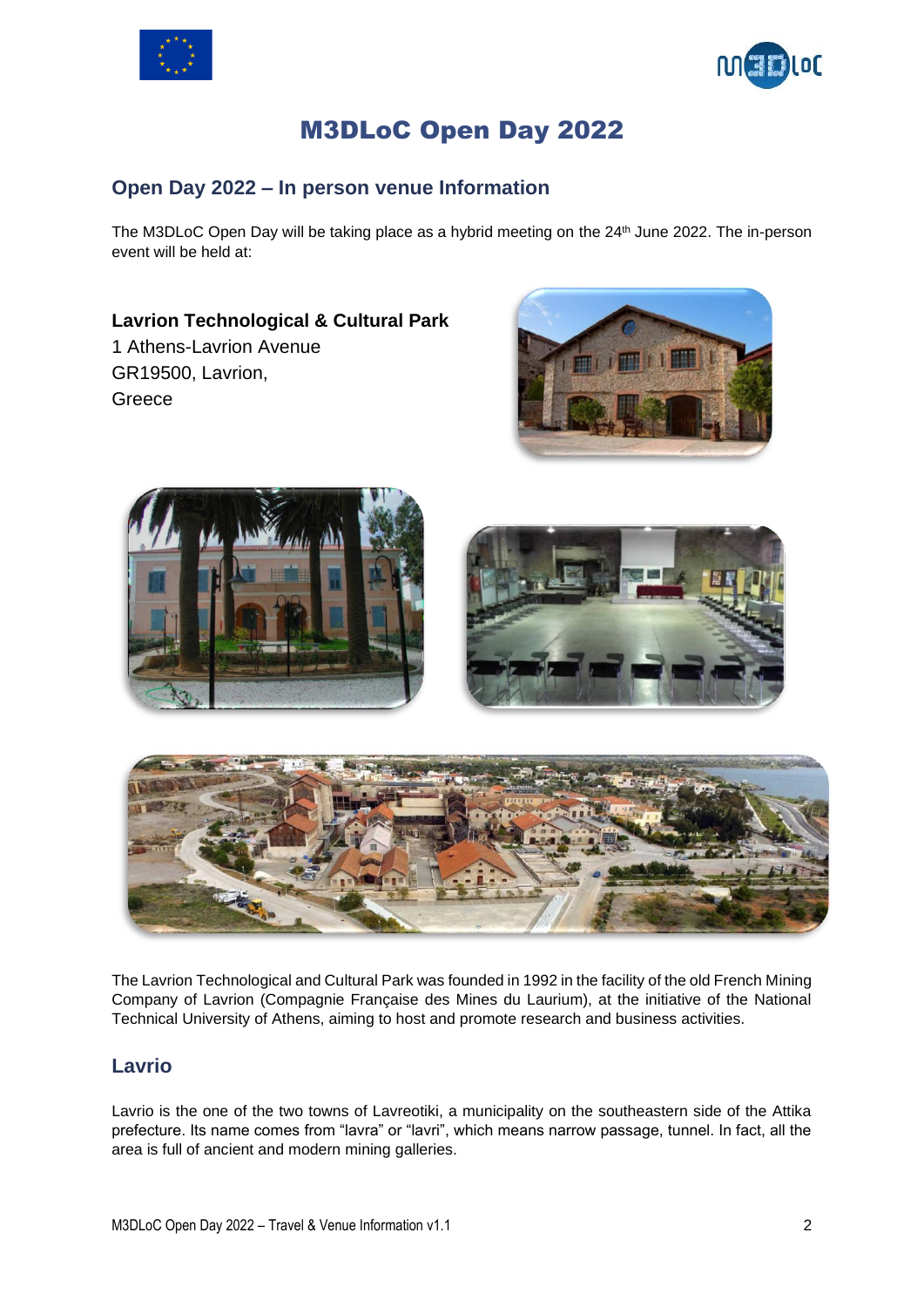# M3DLoC Open Day 2022

## Open Day 2022 – In person venue Information

The M3DLoC Open Day will be taking place as a hybrid meeting on the 24th June 2022. The in-person event will be held at:

**Lavrion Technological & Cultural Park**
1 Athens-Lavrion Avenue
GR19500, Lavrion,
Greece

The Lavrion Technological and Cultural Park was founded in 1992 in the facility of the old French Mining Company of Lavrion (Compagnie Française des Mines du Laurium), at the initiative of the National Technical University of Athens, aiming to host and promote research and business activities.

## Lavrio

Lavrio is the one of the two towns of Lavreotiki, a municipality on the southeastern side of the Attika prefecture. Its name comes from "lavra" or "lavri", which means narrow passage, tunnel. In fact, all the area is full of ancient and modern mining galleries.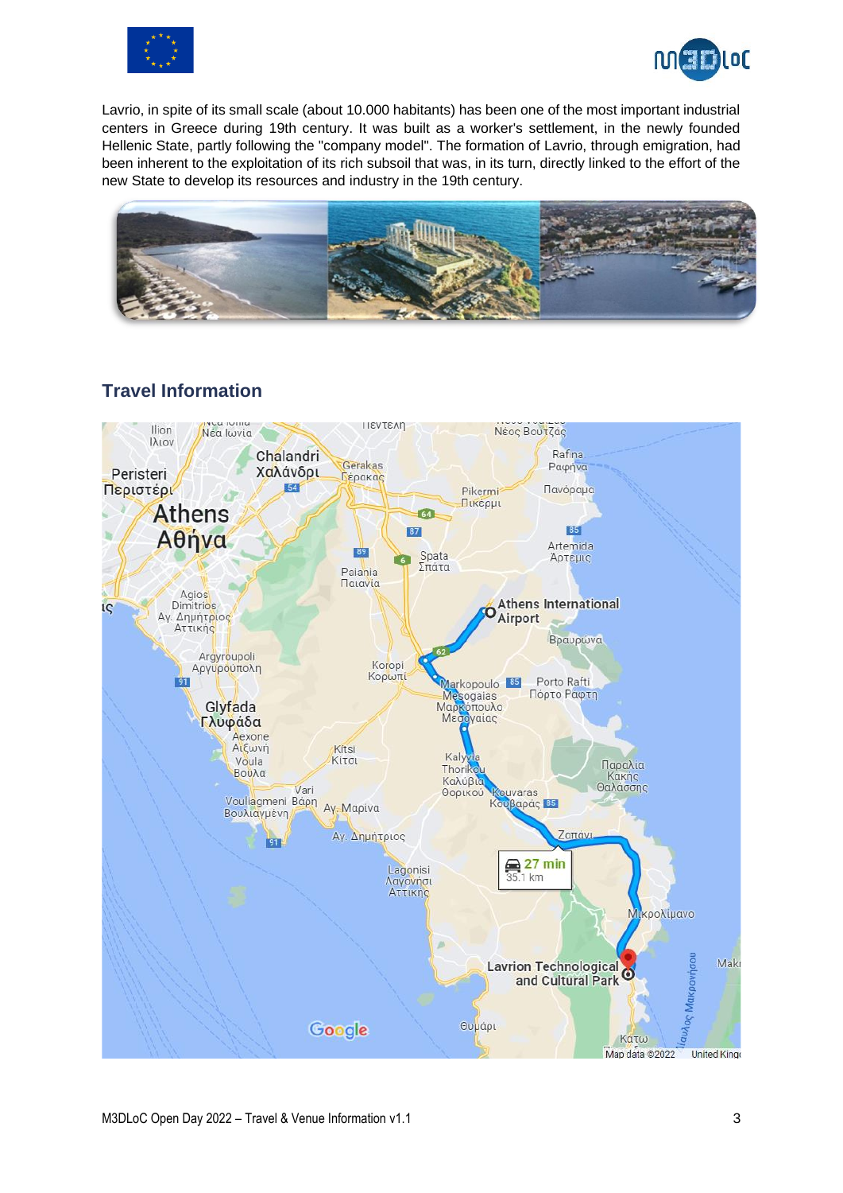Lavrio, in spite of its small scale (about 10.000 habitants) has been one of the most important industrial centers in Greece during 19th century. It was built as a worker's settlement, in the newly founded Hellenic State, partly following the "company model". The formation of Lavrio, through emigration, had been inherent to the exploitation of its rich subsoil that was, in its turn, directly linked to the effort of the new State to develop its resources and industry in the 19th century.

## Travel Information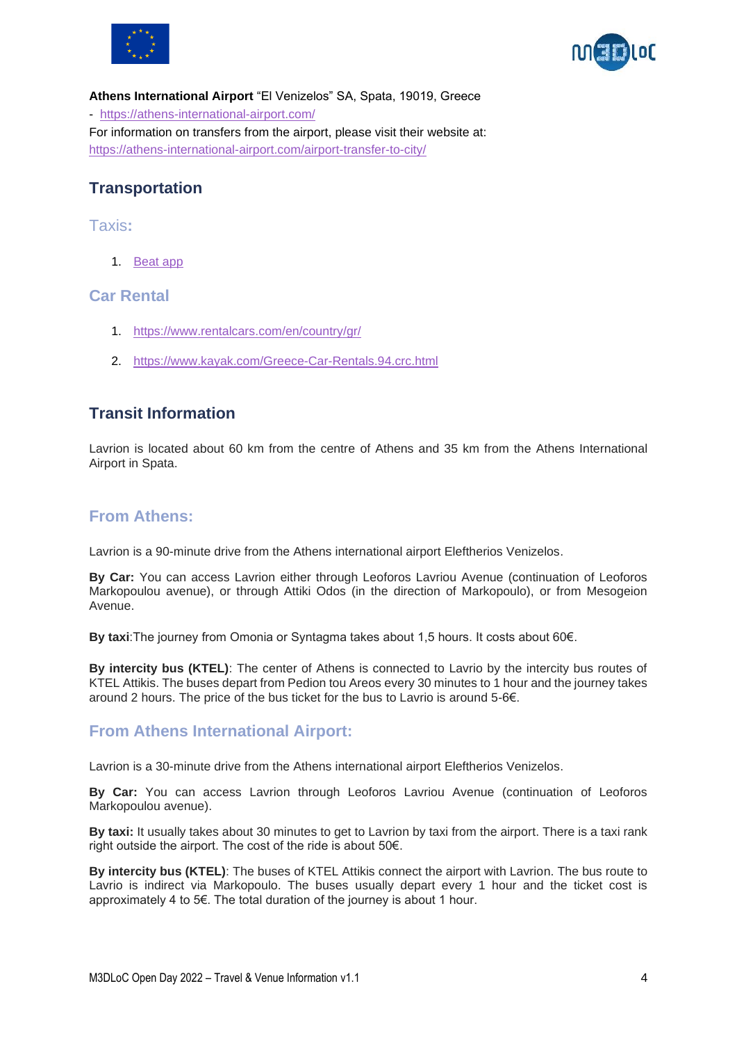**Athens International Airport** “El Venizelos” SA, Spata, 19019, Greece

- [https://athens-international-airport.com/](https://athens-international-airport.com/)

For information on transfers from the airport, please visit their website at:
[https://athens-international-airport.com/airport-transfer-to-city/](https://athens-international-airport.com/airport-transfer-to-city/)

## Transportation

### Taxis:

1. Beat app

### Car Rental

1. [https://www.rentalcars.com/en/country/gr/](https://www.rentalcars.com/en/country/gr/)
2. [https://www.kayak.com/Greece-Car-Rentals.94.crc.html](https://www.kayak.com/Greece-Car-Rentals.94.crc.html)

## Transit Information

Lavrion is located about 60 km from the centre of Athens and 35 km from the Athens International Airport in Spata.

### From Athens:

Lavrion is a 90-minute drive from the Athens international airport Eleftherios Venizelos.

**By Car:** You can access Lavrion either through Leoforos Lavriou Avenue (continuation of Leoforos Markopoulou avenue), or through Attiki Odos (in the direction of Markopoulo), or from Mesogeion Avenue.

**By taxi**:The journey from Omonia or Syntagma takes about 1,5 hours. It costs about 60€.

**By intercity bus (KTEL)**: The center of Athens is connected to Lavrio by the intercity bus routes of KTEL Attikis. The buses depart from Pedion tou Areos every 30 minutes to 1 hour and the journey takes around 2 hours. The price of the bus ticket for the bus to Lavrio is around 5-6€.

### From Athens International Airport:

Lavrion is a 30-minute drive from the Athens international airport Eleftherios Venizelos.

**By Car:** You can access Lavrion through Leoforos Lavriou Avenue (continuation of Leoforos Markopoulou avenue).

**By taxi:** It usually takes about 30 minutes to get to Lavrion by taxi from the airport. There is a taxi rank right outside the airport. The cost of the ride is about 50€.

**By intercity bus (KTEL)**: The buses of KTEL Attikis connect the airport with Lavrion. The bus route to Lavrio is indirect via Markopoulo. The buses usually depart every 1 hour and the ticket cost is approximately 4 to 5€. The total duration of the journey is about 1 hour.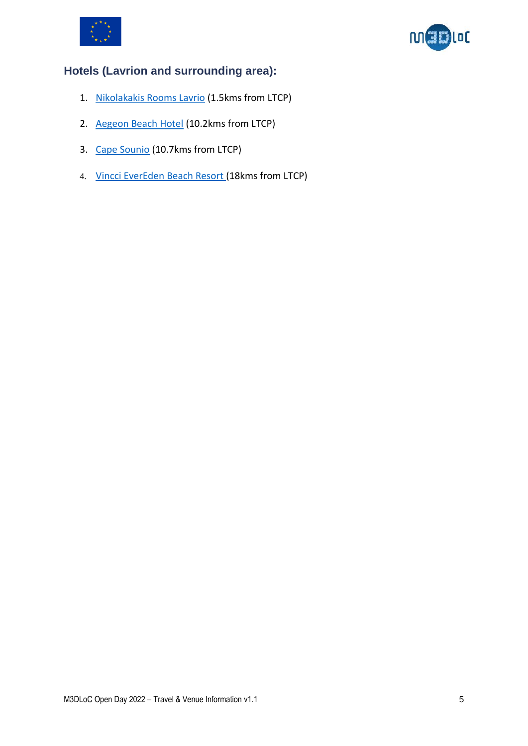## Hotels (Lavrion and surrounding area):

1. Nikolakakis Rooms Lavrio (1.5kms from LTCP)
2. Aegeon Beach Hotel (10.2kms from LTCP)
3. Cape Sounio (10.7kms from LTCP)
4. Vincci EverEden Beach Resort (18kms from LTCP)